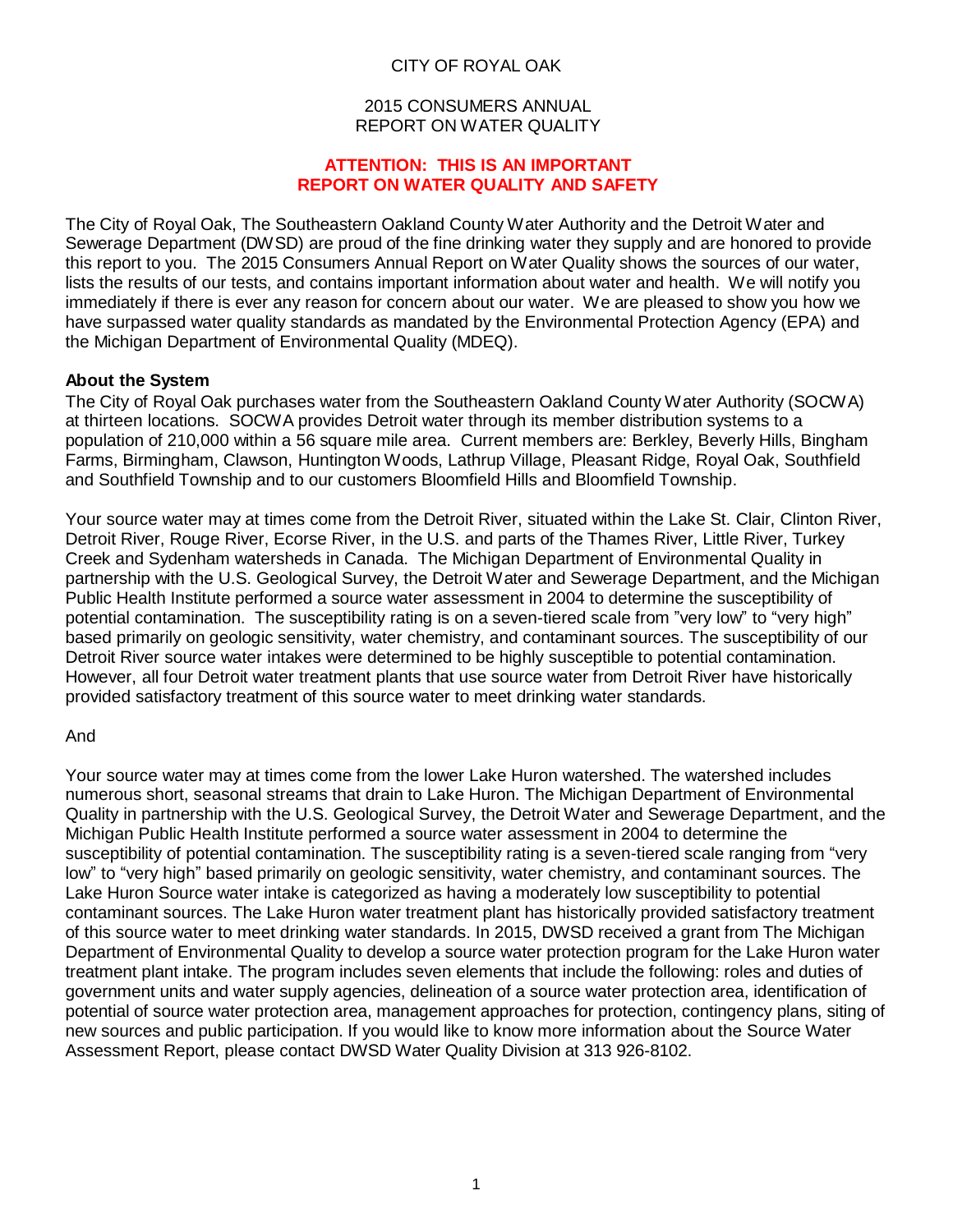# CITY OF ROYAL OAK

## 2015 CONSUMERS ANNUAL REPORT ON WATER QUALITY

**ATTENTION: THIS IS AN IMPORTANT REPORT ON WATER QUALITY AND SAFETY**

The City of Royal Oak, The Southeastern Oakland County Water Authority and the Detroit Water and Sewerage Department (DWSD) are proud of the fine drinking water they supply and are honored to provide this report to you. The 2015 Consumers Annual Report on Water Quality shows the sources of our water, lists the results of our tests, and contains important information about water and health. We will notify you immediately if there is ever any reason for concern about our water. We are pleased to show you how we have surpassed water quality standards as mandated by the Environmental Protection Agency (EPA) and the Michigan Department of Environmental Quality (MDEQ).

**About the System**

The City of Royal Oak purchases water from the Southeastern Oakland County Water Authority (SOCWA) at thirteen locations. SOCWA provides Detroit water through its member distribution systems to a population of 210,000 within a 56 square mile area. Current members are: Berkley, Beverly Hills, Bingham Farms, Birmingham, Clawson, Huntington Woods, Lathrup Village, Pleasant Ridge, Royal Oak, Southfield and Southfield Township and to our customers Bloomfield Hills and Bloomfield Township.

Your source water may at times come from the Detroit River, situated within the Lake St. Clair, Clinton River, Detroit River, Rouge River, Ecorse River, in the U.S. and parts of the Thames River, Little River, Turkey Creek and Sydenham watersheds in Canada. The Michigan Department of Environmental Quality in partnership with the U.S. Geological Survey, the Detroit Water and Sewerage Department, and the Michigan Public Health Institute performed a source water assessment in 2004 to determine the susceptibility of potential contamination. The susceptibility rating is on a seven-tiered scale from "very low" to "very high" based primarily on geologic sensitivity, water chemistry, and contaminant sources. The susceptibility of our Detroit River source water intakes were determined to be highly susceptible to potential contamination. However, all four Detroit water treatment plants that use source water from Detroit River have historically provided satisfactory treatment of this source water to meet drinking water standards.

And

Your source water may at times come from the lower Lake Huron watershed. The watershed includes numerous short, seasonal streams that drain to Lake Huron. The Michigan Department of Environmental Quality in partnership with the U.S. Geological Survey, the Detroit Water and Sewerage Department, and the Michigan Public Health Institute performed a source water assessment in 2004 to determine the susceptibility of potential contamination. The susceptibility rating is a seven-tiered scale ranging from "very low" to "very high" based primarily on geologic sensitivity, water chemistry, and contaminant sources. The Lake Huron Source water intake is categorized as having a moderately low susceptibility to potential contaminant sources. The Lake Huron water treatment plant has historically provided satisfactory treatment of this source water to meet drinking water standards. In 2015, DWSD received a grant from The Michigan Department of Environmental Quality to develop a source water protection program for the Lake Huron water treatment plant intake. The program includes seven elements that include the following: roles and duties of government units and water supply agencies, delineation of a source water protection area, identification of potential of source water protection area, management approaches for protection, contingency plans, siting of new sources and public participation. If you would like to know more information about the Source Water Assessment Report, please contact DWSD Water Quality Division at 313 926-8102.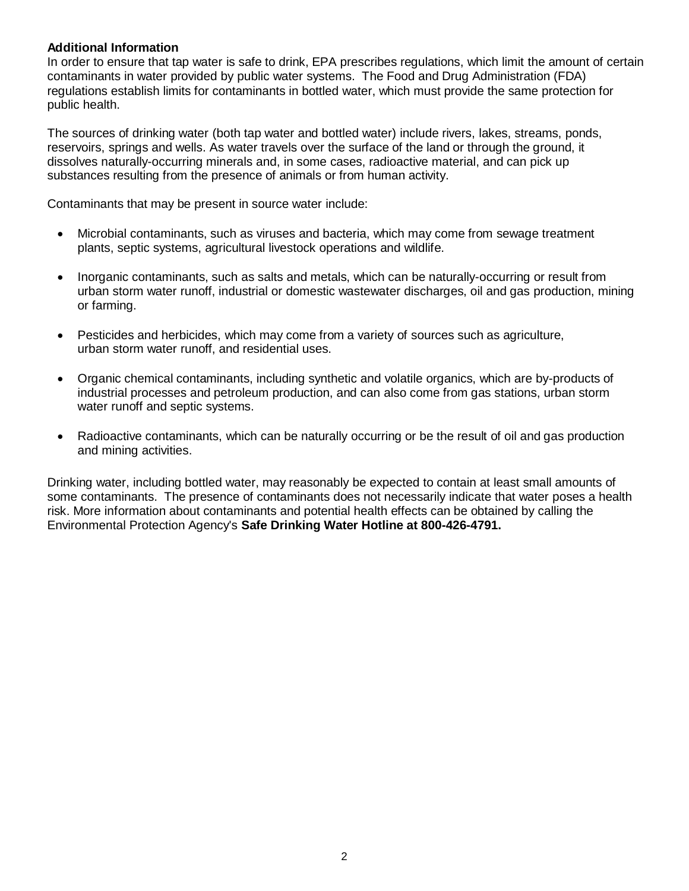**Additional Information**

In order to ensure that tap water is safe to drink, EPA prescribes regulations, which limit the amount of certain contaminants in water provided by public water systems. The Food and Drug Administration (FDA) regulations establish limits for contaminants in bottled water, which must provide the same protection for public health.

The sources of drinking water (both tap water and bottled water) include rivers, lakes, streams, ponds, reservoirs, springs and wells. As water travels over the surface of the land or through the ground, it dissolves naturally-occurring minerals and, in some cases, radioactive material, and can pick up substances resulting from the presence of animals or from human activity.

Contaminants that may be present in source water include:

- Microbial contaminants, such as viruses and bacteria, which may come from sewage treatment plants, septic systems, agricultural livestock operations and wildlife.
- Inorganic contaminants, such as salts and metals, which can be naturally-occurring or result from urban storm water runoff, industrial or domestic wastewater discharges, oil and gas production, mining or farming.
- Pesticides and herbicides, which may come from a variety of sources such as agriculture, urban storm water runoff, and residential uses.
- Organic chemical contaminants, including synthetic and volatile organics, which are by-products of industrial processes and petroleum production, and can also come from gas stations, urban storm water runoff and septic systems.
- Radioactive contaminants, which can be naturally occurring or be the result of oil and gas production and mining activities.

Drinking water, including bottled water, may reasonably be expected to contain at least small amounts of some contaminants. The presence of contaminants does not necessarily indicate that water poses a health risk. More information about contaminants and potential health effects can be obtained by calling the Environmental Protection Agency's **Safe Drinking Water Hotline at 800-426-4791.**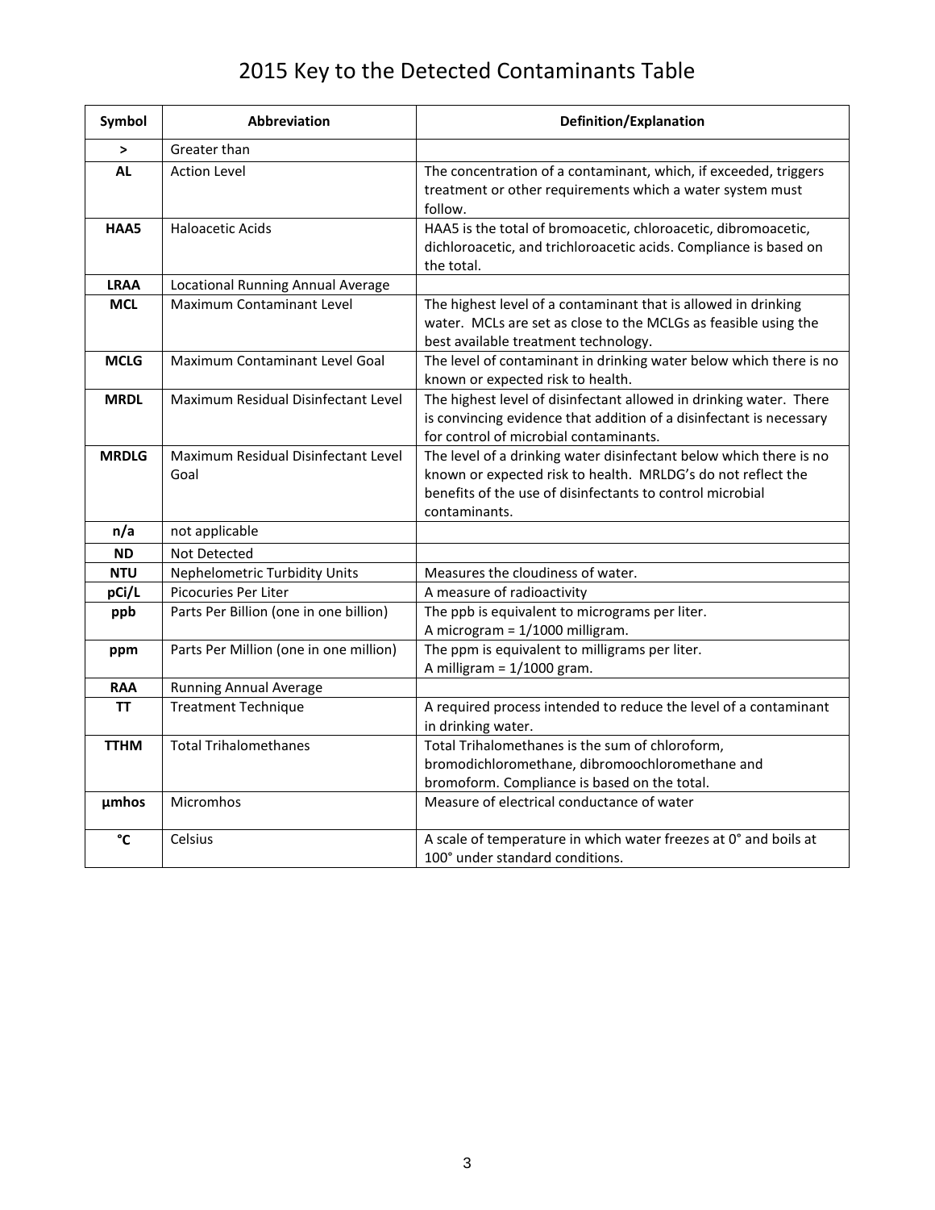# 2015 Key to the Detected Contaminants Table

| Symbol | Abbreviation | Definition/Explanation |
|---|---|---|
| **>** | Greater than | |
| **AL** | Action Level | The concentration of a contaminant, which, if exceeded, triggers treatment or other requirements which a water system must follow. |
| **HAA5** | Haloacetic Acids | HAA5 is the total of bromoacetic, chloroacetic, dibromoacetic, dichloroacetic, and trichloroacetic acids. Compliance is based on the total. |
| **LRAA** | Locational Running Annual Average | |
| **MCL** | Maximum Contaminant Level | The highest level of a contaminant that is allowed in drinking water. MCLs are set as close to the MCLGs as feasible using the best available treatment technology. |
| **MCLG** | Maximum Contaminant Level Goal | The level of contaminant in drinking water below which there is no known or expected risk to health. |
| **MRDL** | Maximum Residual Disinfectant Level | The highest level of disinfectant allowed in drinking water. There is convincing evidence that addition of a disinfectant is necessary for control of microbial contaminants. |
| **MRDLG** | Maximum Residual Disinfectant Level Goal | The level of a drinking water disinfectant below which there is no known or expected risk to health. MRLDG's do not reflect the benefits of the use of disinfectants to control microbial contaminants. |
| **n/a** | not applicable | |
| **ND** | Not Detected | |
| **NTU** | Nephelometric Turbidity Units | Measures the cloudiness of water. |
| **pCi/L** | Picocuries Per Liter | A measure of radioactivity |
| **ppb** | Parts Per Billion (one in one billion) | The ppb is equivalent to micrograms per liter.<br>A microgram = 1/1000 milligram. |
| **ppm** | Parts Per Million (one in one million) | The ppm is equivalent to milligrams per liter.<br>A milligram = 1/1000 gram. |
| **RAA** | Running Annual Average | |
| **TT** | Treatment Technique | A required process intended to reduce the level of a contaminant in drinking water. |
| **TTHM** | Total Trihalomethanes | Total Trihalomethanes is the sum of chloroform, bromodichloromethane, dibromoochloromethane and bromoform. Compliance is based on the total. |
| **µmhos** | Micromhos | Measure of electrical conductance of water |
| **°C** | Celsius | A scale of temperature in which water freezes at 0° and boils at 100° under standard conditions. |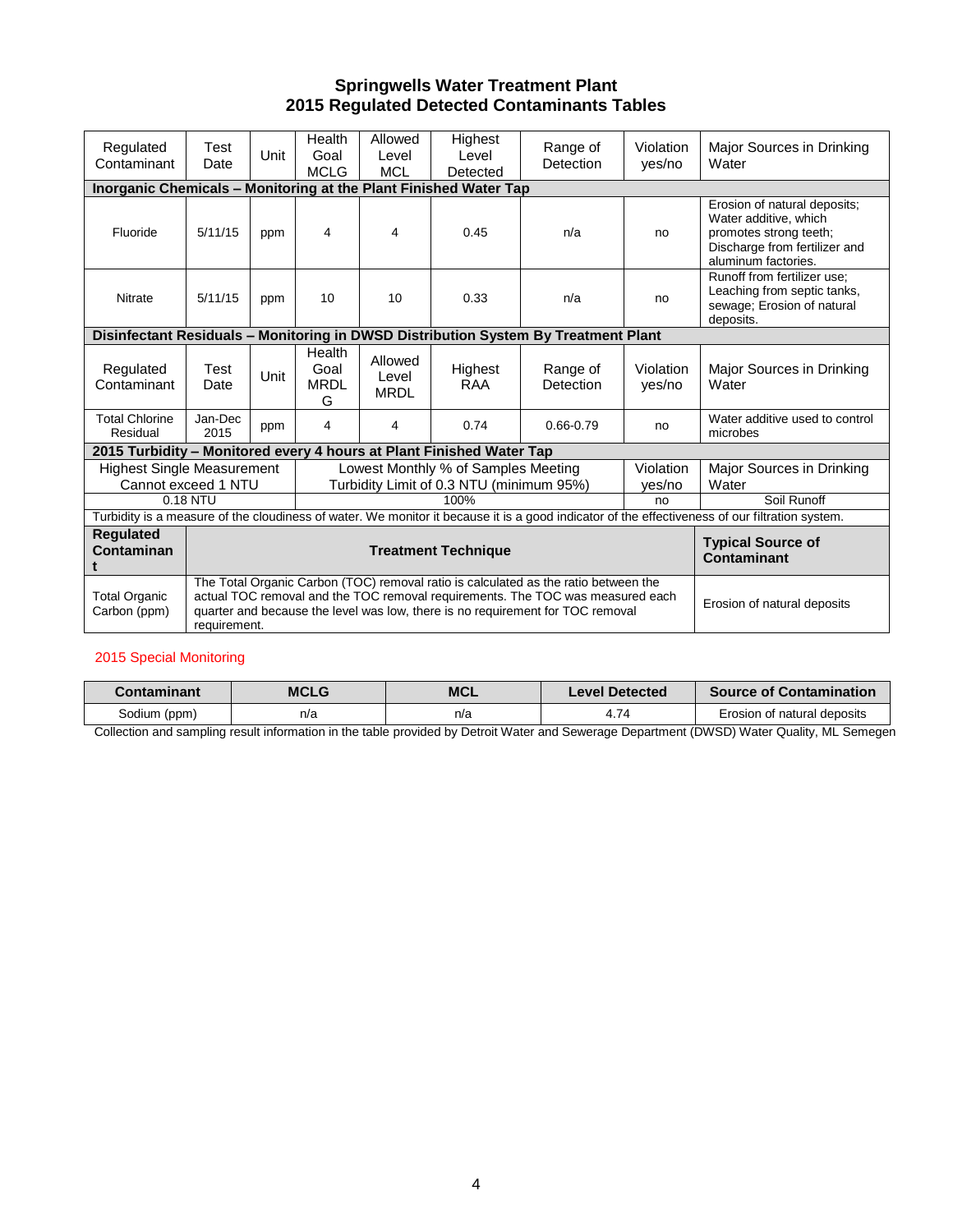# Springwells Water Treatment Plant
# 2015 Regulated Detected Contaminants Tables

| Regulated Contaminant | Test Date | Unit | Health Goal MCLG | Allowed Level MCL | Highest Level Detected | Range of Detection | Violation yes/no | Major Sources in Drinking Water |
|---|---|---|---|---|---|---|---|---|
| **Inorganic Chemicals – Monitoring at the Plant Finished Water Tap** | | | | | | | | |
| Fluoride | 5/11/15 | ppm | 4 | 4 | 0.45 | n/a | no | Erosion of natural deposits; Water additive, which promotes strong teeth; Discharge from fertilizer and aluminum factories. |
| Nitrate | 5/11/15 | ppm | 10 | 10 | 0.33 | n/a | no | Runoff from fertilizer use; Leaching from septic tanks, sewage; Erosion of natural deposits. |
| **Disinfectant Residuals – Monitoring in DWSD Distribution System By Treatment Plant** | | | | | | | | |
| Regulated Contaminant | Test Date | Unit | Health Goal MRDLG | Allowed Level MRDL | Highest RAA | Range of Detection | Violation yes/no | Major Sources in Drinking Water |
| Total Chlorine Residual | Jan-Dec 2015 | ppm | 4 | 4 | 0.74 | 0.66-0.79 | no | Water additive used to control microbes |

| **2015 Turbidity – Monitored every 4 hours at Plant Finished Water Tap** | | | |
|---|---|---|---|
| Highest Single Measurement Cannot exceed 1 NTU | Lowest Monthly % of Samples Meeting Turbidity Limit of 0.3 NTU (minimum 95%) | Violation yes/no | Major Sources in Drinking Water |
| 0.18 NTU | 100% | no | Soil Runoff |

Turbidity is a measure of the cloudiness of water. We monitor it because it is a good indicator of the effectiveness of our filtration system.

| Regulated Contaminant | Treatment Technique | Typical Source of Contaminant |
|---|---|---|
| Total Organic Carbon (ppm) | The Total Organic Carbon (TOC) removal ratio is calculated as the ratio between the actual TOC removal and the TOC removal requirements. The TOC was measured each quarter and because the level was low, there is no requirement for TOC removal requirement. | Erosion of natural deposits |

## 2015 Special Monitoring

| Contaminant | MCLG | MCL | Level Detected | Source of Contamination |
|---|---|---|---|---|
| Sodium (ppm) | n/a | n/a | 4.74 | Erosion of natural deposits |

Collection and sampling result information in the table provided by Detroit Water and Sewerage Department (DWSD) Water Quality, ML Semegen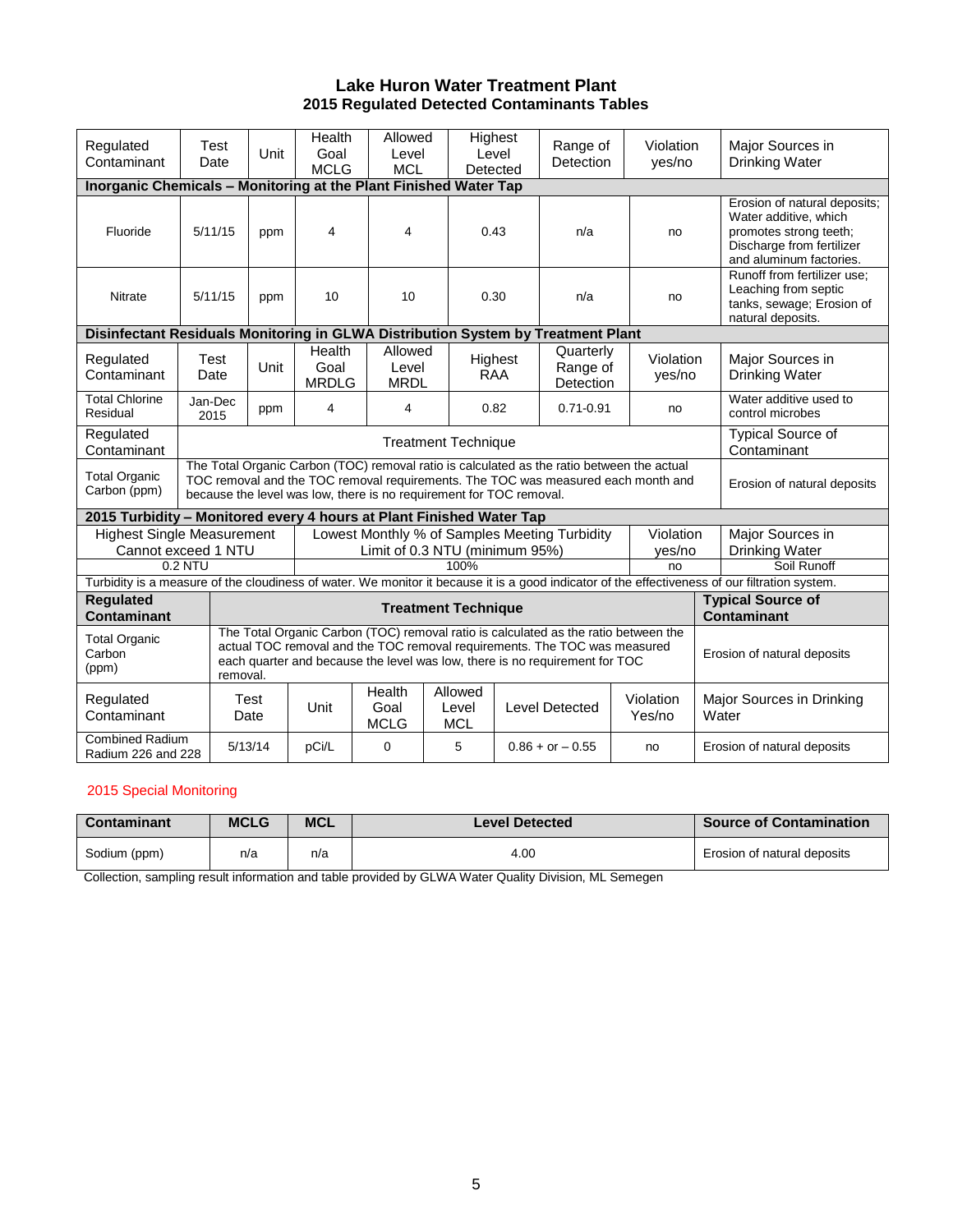# Lake Huron Water Treatment Plant
## 2015 Regulated Detected Contaminants Tables

| Regulated Contaminant | Test Date | Unit | Health Goal MCLG | Allowed Level MCL | Highest Level Detected | Range of Detection | Violation yes/no | Major Sources in Drinking Water |
|---|---|---|---|---|---|---|---|---|
| **Inorganic Chemicals – Monitoring at the Plant Finished Water Tap** | | | | | | | | |
| Fluoride | 5/11/15 | ppm | 4 | 4 | 0.43 | n/a | no | Erosion of natural deposits; Water additive, which promotes strong teeth; Discharge from fertilizer and aluminum factories. |
| Nitrate | 5/11/15 | ppm | 10 | 10 | 0.30 | n/a | no | Runoff from fertilizer use; Leaching from septic tanks, sewage; Erosion of natural deposits. |

| Regulated Contaminant | Test Date | Unit | Health Goal MRDLG | Allowed Level MRDL | Highest RAA | Quarterly Range of Detection | Violation yes/no | Major Sources in Drinking Water |
|---|---|---|---|---|---|---|---|---|
| **Disinfectant Residuals Monitoring in GLWA Distribution System by Treatment Plant** | | | | | | | | |
| Total Chlorine Residual | Jan-Dec 2015 | ppm | 4 | 4 | 0.82 | 0.71-0.91 | no | Water additive used to control microbes |

| Regulated Contaminant | Treatment Technique | Typical Source of Contaminant |
|---|---|---|
| Total Organic Carbon (ppm) | The Total Organic Carbon (TOC) removal ratio is calculated as the ratio between the actual TOC removal and the TOC removal requirements. The TOC was measured each month and because the level was low, there is no requirement for TOC removal. | Erosion of natural deposits |

**2015 Turbidity – Monitored every 4 hours at Plant Finished Water Tap**

| Highest Single Measurement Cannot exceed 1 NTU | Lowest Monthly % of Samples Meeting Turbidity Limit of 0.3 NTU (minimum 95%) | Violation yes/no | Major Sources in Drinking Water |
|---|---|---|---|
| 0.2 NTU | 100% | no | Soil Runoff |

Turbidity is a measure of the cloudiness of water. We monitor it because it is a good indicator of the effectiveness of our filtration system.

| **Regulated Contaminant** | **Treatment Technique** | **Typical Source of Contaminant** |
|---|---|---|
| Total Organic Carbon (ppm) | The Total Organic Carbon (TOC) removal ratio is calculated as the ratio between the actual TOC removal and the TOC removal requirements. The TOC was measured each quarter and because the level was low, there is no requirement for TOC removal. | Erosion of natural deposits |

| Regulated Contaminant | Test Date | Unit | Health Goal MCLG | Allowed Level MCL | Level Detected | Violation Yes/no | Major Sources in Drinking Water |
|---|---|---|---|---|---|---|---|
| Combined Radium Radium 226 and 228 | 5/13/14 | pCi/L | 0 | 5 | 0.86 + or – 0.55 | no | Erosion of natural deposits |

2015 Special Monitoring

| Contaminant | MCLG | MCL | Level Detected | Source of Contamination |
|---|---|---|---|---|
| Sodium (ppm) | n/a | n/a | 4.00 | Erosion of natural deposits |

Collection, sampling result information and table provided by GLWA Water Quality Division, ML Semegen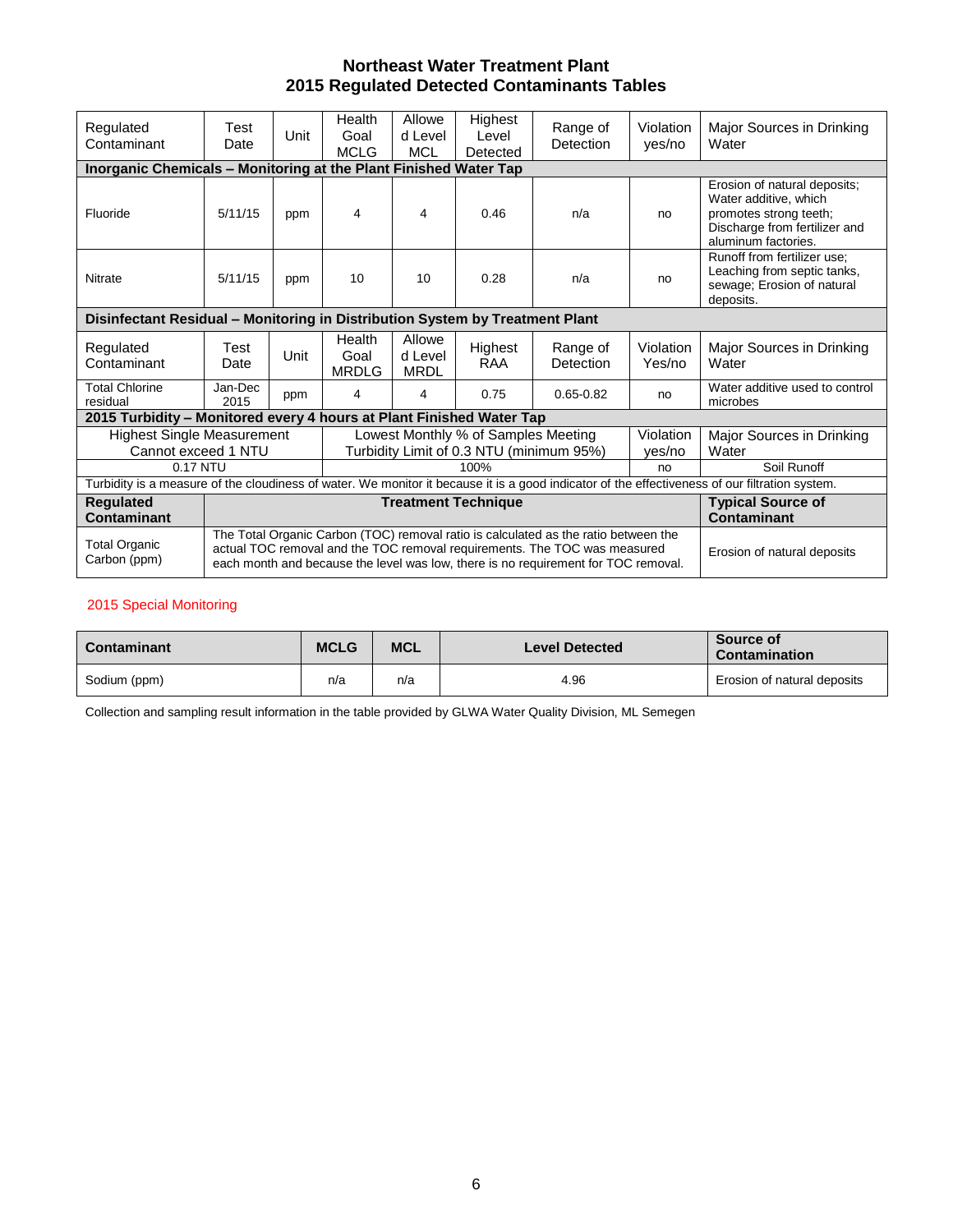# Northeast Water Treatment Plant
## 2015 Regulated Detected Contaminants Tables

| Regulated Contaminant | Test Date | Unit | Health Goal MCLG | Allowed Level MCL | Highest Level Detected | Range of Detection | Violation yes/no | Major Sources in Drinking Water |
|---|---|---|---|---|---|---|---|---|
| **Inorganic Chemicals – Monitoring at the Plant Finished Water Tap** | | | | | | | | |
| Fluoride | 5/11/15 | ppm | 4 | 4 | 0.46 | n/a | no | Erosion of natural deposits; Water additive, which promotes strong teeth; Discharge from fertilizer and aluminum factories. |
| Nitrate | 5/11/15 | ppm | 10 | 10 | 0.28 | n/a | no | Runoff from fertilizer use; Leaching from septic tanks, sewage; Erosion of natural deposits. |
| **Disinfectant Residual – Monitoring in Distribution System by Treatment Plant** | | | | | | | | |
| Regulated Contaminant | Test Date | Unit | Health Goal MRDLG | Allowed Level MRDL | Highest RAA | Range of Detection | Violation Yes/no | Major Sources in Drinking Water |
| Total Chlorine residual | Jan-Dec 2015 | ppm | 4 | 4 | 0.75 | 0.65-0.82 | no | Water additive used to control microbes |

| **2015 Turbidity – Monitored every 4 hours at Plant Finished Water Tap** | | | |
|---|---|---|---|
| Highest Single Measurement Cannot exceed 1 NTU | Lowest Monthly % of Samples Meeting Turbidity Limit of 0.3 NTU (minimum 95%) | Violation yes/no | Major Sources in Drinking Water |
| 0.17 NTU | 100% | no | Soil Runoff |

Turbidity is a measure of the cloudiness of water. We monitor it because it is a good indicator of the effectiveness of our filtration system.

| Regulated Contaminant | Treatment Technique | Typical Source of Contaminant |
|---|---|---|
| Total Organic Carbon (ppm) | The Total Organic Carbon (TOC) removal ratio is calculated as the ratio between the actual TOC removal and the TOC removal requirements. The TOC was measured each month and because the level was low, there is no requirement for TOC removal. | Erosion of natural deposits |

2015 Special Monitoring

| Contaminant | MCLG | MCL | Level Detected | Source of Contamination |
|---|---|---|---|---|
| Sodium (ppm) | n/a | n/a | 4.96 | Erosion of natural deposits |

Collection and sampling result information in the table provided by GLWA Water Quality Division, ML Semegen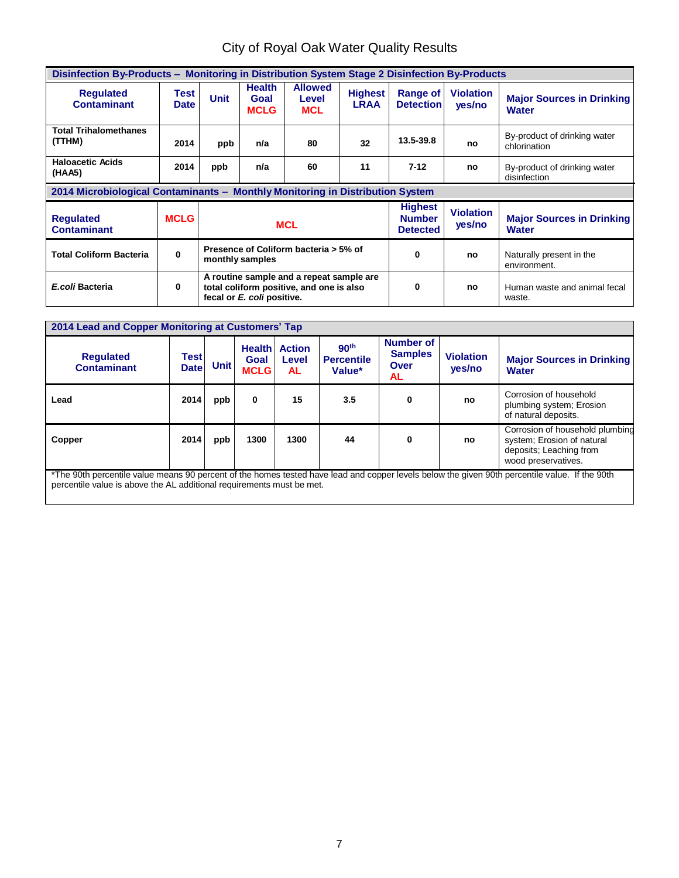# City of Royal Oak Water Quality Results

| Disinfection By-Products – Monitoring in Distribution System Stage 2 Disinfection By-Products | | | | | | | | |
|---|---|---|---|---|---|---|---|---|
| **Regulated Contaminant** | **Test Date** | **Unit** | **Health Goal MCLG** | **Allowed Level MCL** | **Highest LRAA** | **Range of Detection** | **Violation yes/no** | **Major Sources in Drinking Water** |
| **Total Trihalomethanes (TTHM)** | **2014** | **ppb** | **n/a** | **80** | **32** | **13.5-39.8** | **no** | By-product of drinking water chlorination |
| **Haloacetic Acids (HAA5)** | **2014** | **ppb** | **n/a** | **60** | **11** | **7-12** | **no** | By-product of drinking water disinfection |

| 2014 Microbiological Contaminants – Monthly Monitoring in Distribution System | | | | | |
|---|---|---|---|---|---|
| **Regulated Contaminant** | **MCLG** | **MCL** | **Highest Number Detected** | **Violation yes/no** | **Major Sources in Drinking Water** |
| **Total Coliform Bacteria** | **0** | **Presence of Coliform bacteria > 5% of monthly samples** | **0** | **no** | Naturally present in the environment. |
| ***E.coli* Bacteria** | **0** | **A routine sample and a repeat sample are total coliform positive, and one is also fecal or *E. coli* positive.** | **0** | **no** | Human waste and animal fecal waste. |

| 2014 Lead and Copper Monitoring at Customers' Tap | | | | | | | | |
|---|---|---|---|---|---|---|---|---|
| **Regulated Contaminant** | **Test Date** | **Unit** | **Health Goal MCLG** | **Action Level AL** | **90th Percentile Value*** | **Number of Samples Over AL** | **Violation yes/no** | **Major Sources in Drinking Water** |
| **Lead** | **2014** | **ppb** | **0** | **15** | **3.5** | **0** | **no** | Corrosion of household plumbing system; Erosion of natural deposits. |
| **Copper** | **2014** | **ppb** | **1300** | **1300** | **44** | **0** | **no** | Corrosion of household plumbing system; Erosion of natural deposits; Leaching from wood preservatives. |

*The 90th percentile value means 90 percent of the homes tested have lead and copper levels below the given 90th percentile value. If the 90th percentile value is above the AL additional requirements must be met.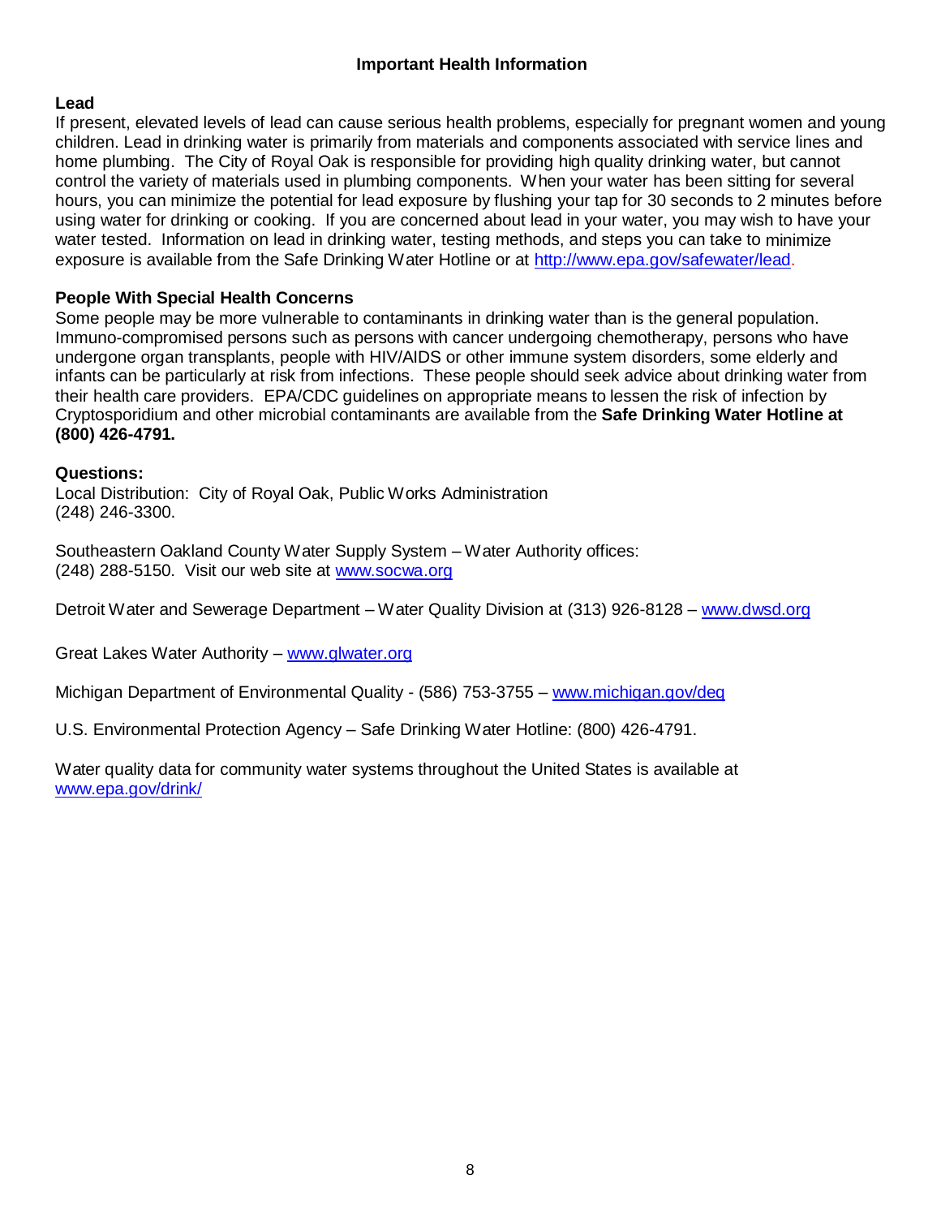## Important Health Information

### Lead

If present, elevated levels of lead can cause serious health problems, especially for pregnant women and young children. Lead in drinking water is primarily from materials and components associated with service lines and home plumbing. The City of Royal Oak is responsible for providing high quality drinking water, but cannot control the variety of materials used in plumbing components. When your water has been sitting for several hours, you can minimize the potential for lead exposure by flushing your tap for 30 seconds to 2 minutes before using water for drinking or cooking. If you are concerned about lead in your water, you may wish to have your water tested. Information on lead in drinking water, testing methods, and steps you can take to minimize exposure is available from the Safe Drinking Water Hotline or at http://www.epa.gov/safewater/lead.

### People With Special Health Concerns

Some people may be more vulnerable to contaminants in drinking water than is the general population. Immuno-compromised persons such as persons with cancer undergoing chemotherapy, persons who have undergone organ transplants, people with HIV/AIDS or other immune system disorders, some elderly and infants can be particularly at risk from infections. These people should seek advice about drinking water from their health care providers. EPA/CDC guidelines on appropriate means to lessen the risk of infection by Cryptosporidium and other microbial contaminants are available from the **Safe Drinking Water Hotline at (800) 426-4791.**

### Questions:

Local Distribution: City of Royal Oak, Public Works Administration
(248) 246-3300.

Southeastern Oakland County Water Supply System – Water Authority offices:
(248) 288-5150. Visit our web site at www.socwa.org

Detroit Water and Sewerage Department – Water Quality Division at (313) 926-8128 – www.dwsd.org

Great Lakes Water Authority – www.glwater.org

Michigan Department of Environmental Quality - (586) 753-3755 – www.michigan.gov/deq

U.S. Environmental Protection Agency – Safe Drinking Water Hotline: (800) 426-4791.

Water quality data for community water systems throughout the United States is available at www.epa.gov/drink/